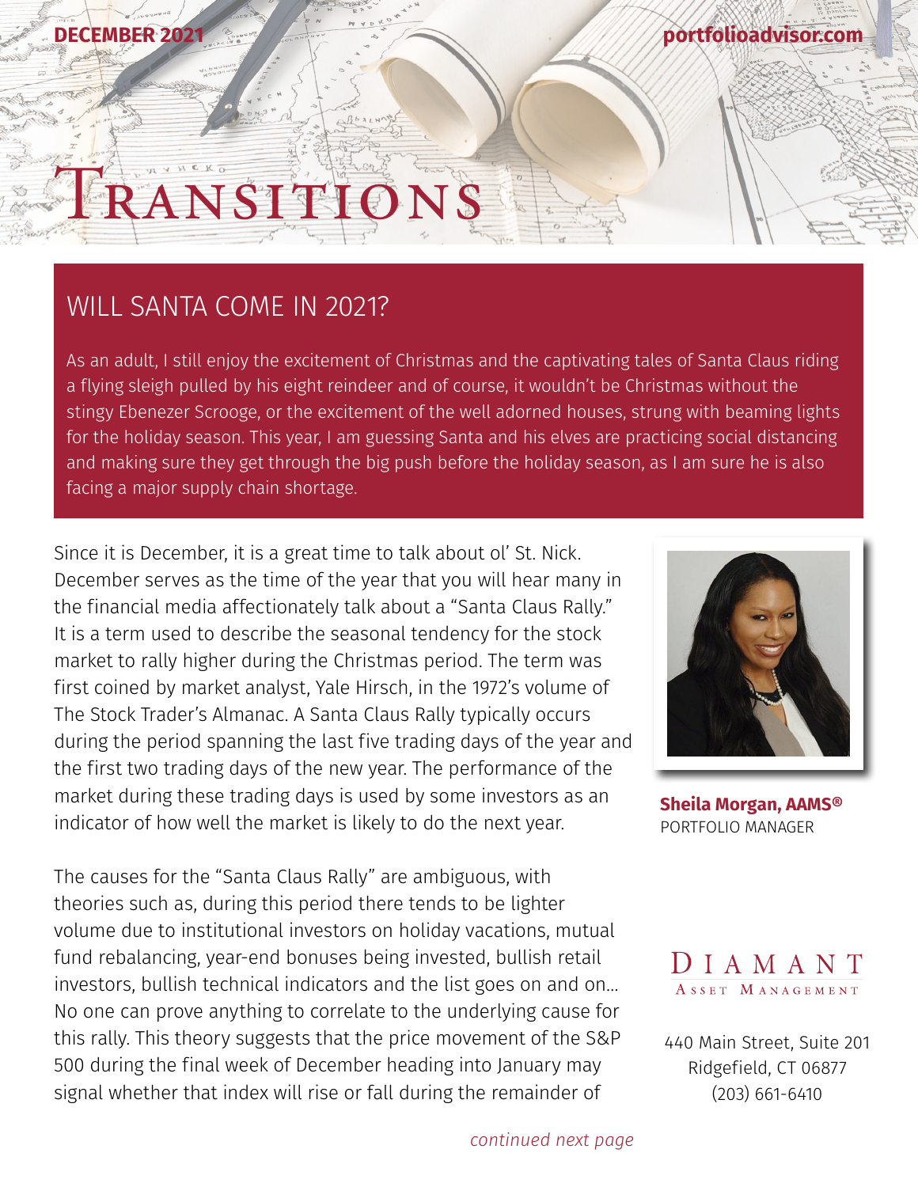DECEMBER 2021

portfolioadvisor.com

# TRANSITIONS

## WILL SANTA COME IN 2021?

As an adult, I still enjoy the excitement of Christmas and the captivating tales of Santa Claus riding a flying sleigh pulled by his eight reindeer and of course, it wouldn't be Christmas without the stingy Ebenezer Scrooge, or the excitement of the well adorned houses, strung with beaming lights for the holiday season. This year, I am guessing Santa and his elves are practicing social distancing and making sure they get through the big push before the holiday season, as I am sure he is also facing a major supply chain shortage.

Since it is December, it is a great time to talk about ol' St. Nick. December serves as the time of the year that you will hear many in the financial media affectionately talk about a "Santa Claus Rally." It is a term used to describe the seasonal tendency for the stock market to rally higher during the Christmas period. The term was first coined by market analyst, Yale Hirsch, in the 1972's volume of The Stock Trader's Almanac. A Santa Claus Rally typically occurs during the period spanning the last five trading days of the year and the first two trading days of the new year. The performance of the market during these trading days is used by some investors as an indicator of how well the market is likely to do the next year.

The causes for the "Santa Claus Rally" are ambiguous, with theories such as, during this period there tends to be lighter volume due to institutional investors on holiday vacations, mutual fund rebalancing, year-end bonuses being invested, bullish retail investors, bullish technical indicators and the list goes on and on... No one can prove anything to correlate to the underlying cause for this rally. This theory suggests that the price movement of the S&P 500 during the final week of December heading into January may signal whether that index will rise or fall during the remainder of

*continued next page*

**Sheila Morgan, AAMS®**
PORTFOLIO MANAGER

DIAMANT
ASSET MANAGEMENT

440 Main Street, Suite 201
Ridgefield, CT 06877
(203) 661-6410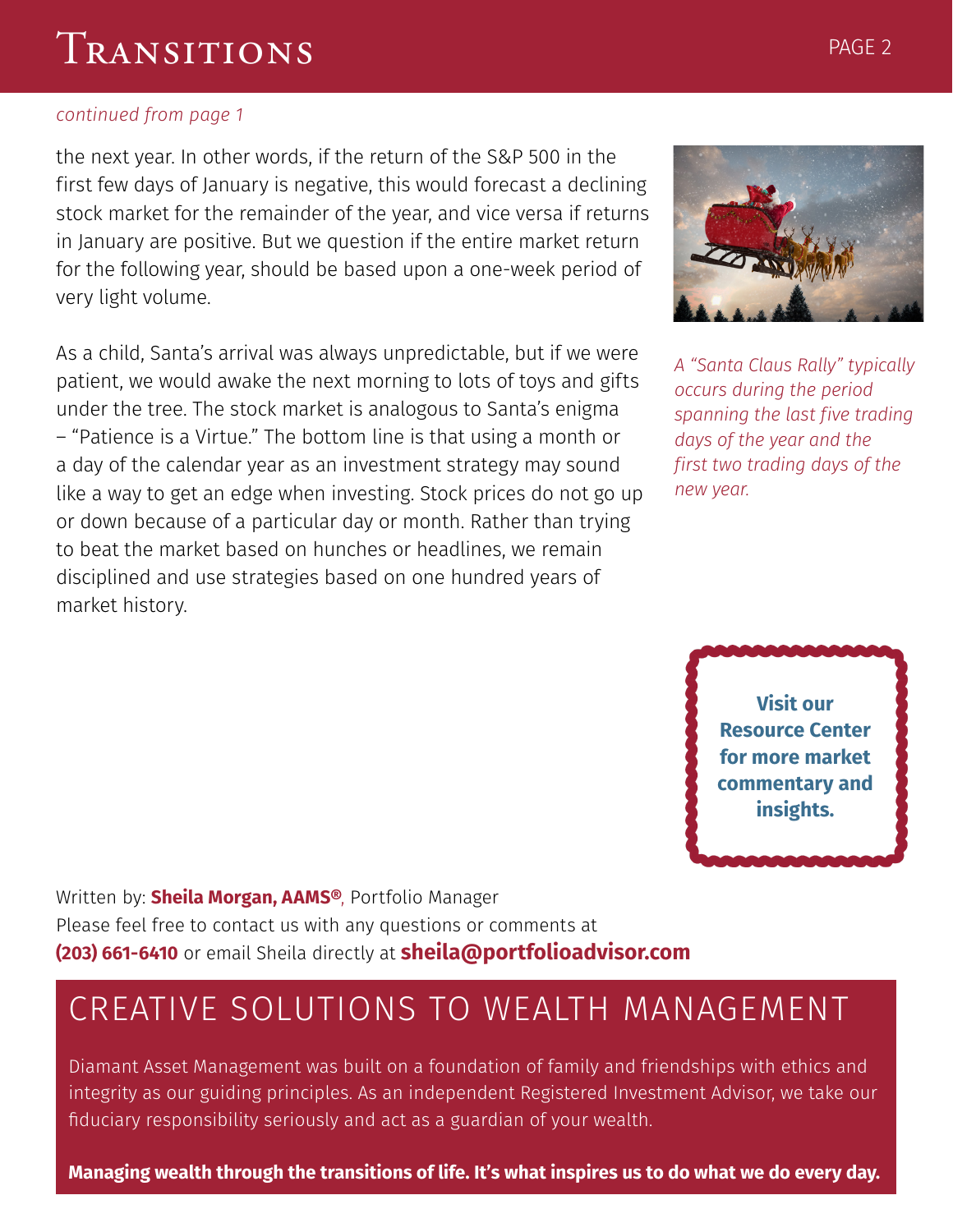*continued from page 1*

the next year. In other words, if the return of the S&P 500 in the first few days of January is negative, this would forecast a declining stock market for the remainder of the year, and vice versa if returns in January are positive. But we question if the entire market return for the following year, should be based upon a one-week period of very light volume.

As a child, Santa's arrival was always unpredictable, but if we were patient, we would awake the next morning to lots of toys and gifts under the tree. The stock market is analogous to Santa's enigma – "Patience is a Virtue." The bottom line is that using a month or a day of the calendar year as an investment strategy may sound like a way to get an edge when investing. Stock prices do not go up or down because of a particular day or month. Rather than trying to beat the market based on hunches or headlines, we remain disciplined and use strategies based on one hundred years of market history.

*A "Santa Claus Rally" typically occurs during the period spanning the last five trading days of the year and the first two trading days of the new year.*

**Visit our Resource Center for more market commentary and insights.**

Written by: **Sheila Morgan, AAMS®**, Portfolio Manager
Please feel free to contact us with any questions or comments at **(203) 661-6410** or email Sheila directly at **sheila@portfolioadvisor.com**

## CREATIVE SOLUTIONS TO WEALTH MANAGEMENT

Diamant Asset Management was built on a foundation of family and friendships with ethics and integrity as our guiding principles. As an independent Registered Investment Advisor, we take our fiduciary responsibility seriously and act as a guardian of your wealth.

**Managing wealth through the transitions of life. It's what inspires us to do what we do every day.**